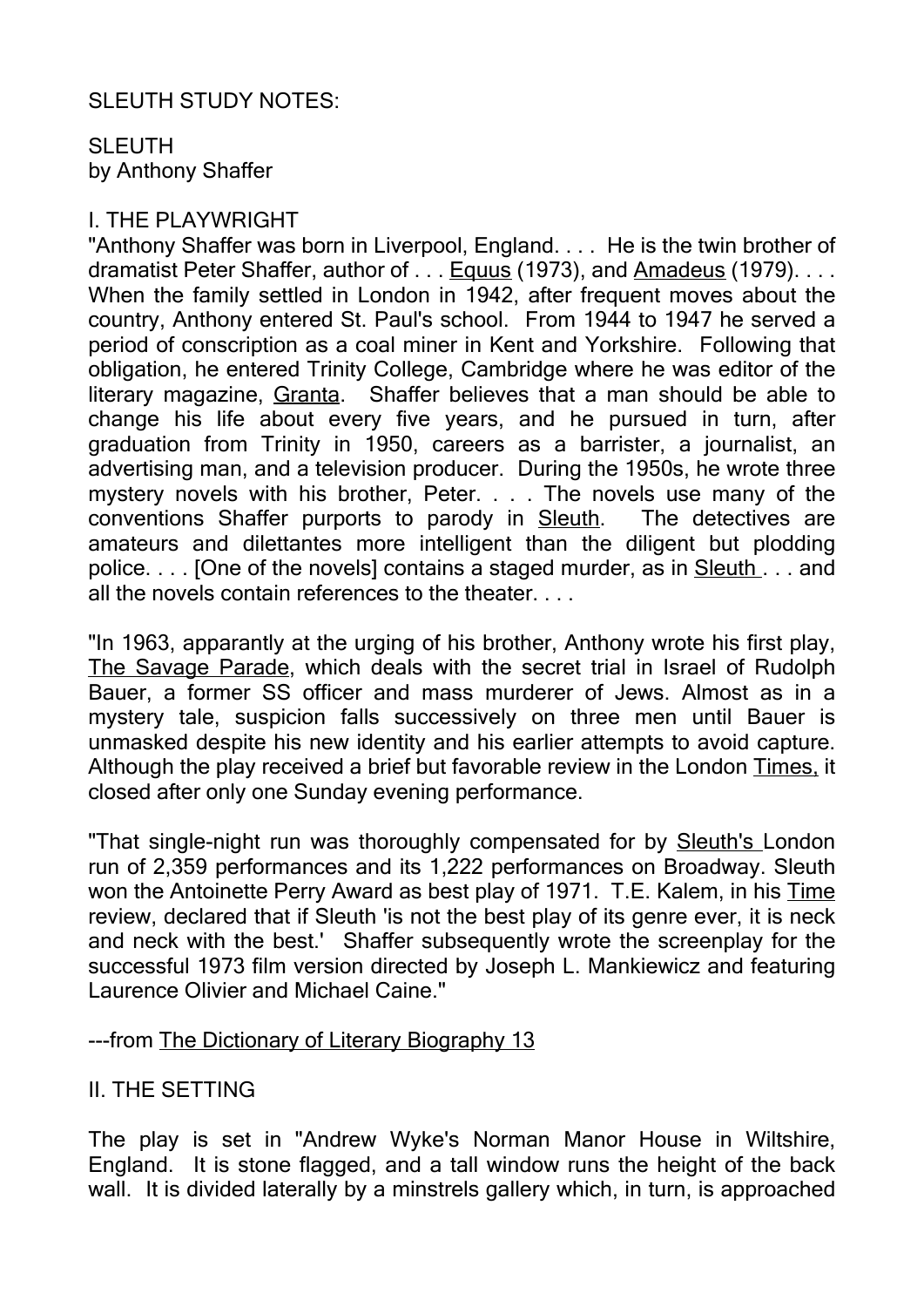SLEUTH STUDY NOTES:

SLEUTH
by Anthony Shaffer

## I. THE PLAYWRIGHT

"Anthony Shaffer was born in Liverpool, England. . . . He is the twin brother of dramatist Peter Shaffer, author of . . . Equus (1973), and Amadeus (1979). . . . When the family settled in London in 1942, after frequent moves about the country, Anthony entered St. Paul's school. From 1944 to 1947 he served a period of conscription as a coal miner in Kent and Yorkshire. Following that obligation, he entered Trinity College, Cambridge where he was editor of the literary magazine, Granta. Shaffer believes that a man should be able to change his life about every five years, and he pursued in turn, after graduation from Trinity in 1950, careers as a barrister, a journalist, an advertising man, and a television producer. During the 1950s, he wrote three mystery novels with his brother, Peter. . . . The novels use many of the conventions Shaffer purports to parody in Sleuth. The detectives are amateurs and dilettantes more intelligent than the diligent but plodding police. . . . [One of the novels] contains a staged murder, as in Sleuth . . . and all the novels contain references to the theater. . . .

"In 1963, apparantly at the urging of his brother, Anthony wrote his first play, The Savage Parade, which deals with the secret trial in Israel of Rudolph Bauer, a former SS officer and mass murderer of Jews. Almost as in a mystery tale, suspicion falls successively on three men until Bauer is unmasked despite his new identity and his earlier attempts to avoid capture. Although the play received a brief but favorable review in the London Times, it closed after only one Sunday evening performance.

"That single-night run was thoroughly compensated for by Sleuth's London run of 2,359 performances and its 1,222 performances on Broadway. Sleuth won the Antoinette Perry Award as best play of 1971. T.E. Kalem, in his Time review, declared that if Sleuth 'is not the best play of its genre ever, it is neck and neck with the best.' Shaffer subsequently wrote the screenplay for the successful 1973 film version directed by Joseph L. Mankiewicz and featuring Laurence Olivier and Michael Caine."

---from The Dictionary of Literary Biography 13

## II. THE SETTING

The play is set in "Andrew Wyke's Norman Manor House in Wiltshire, England. It is stone flagged, and a tall window runs the height of the back wall. It is divided laterally by a minstrels gallery which, in turn, is approached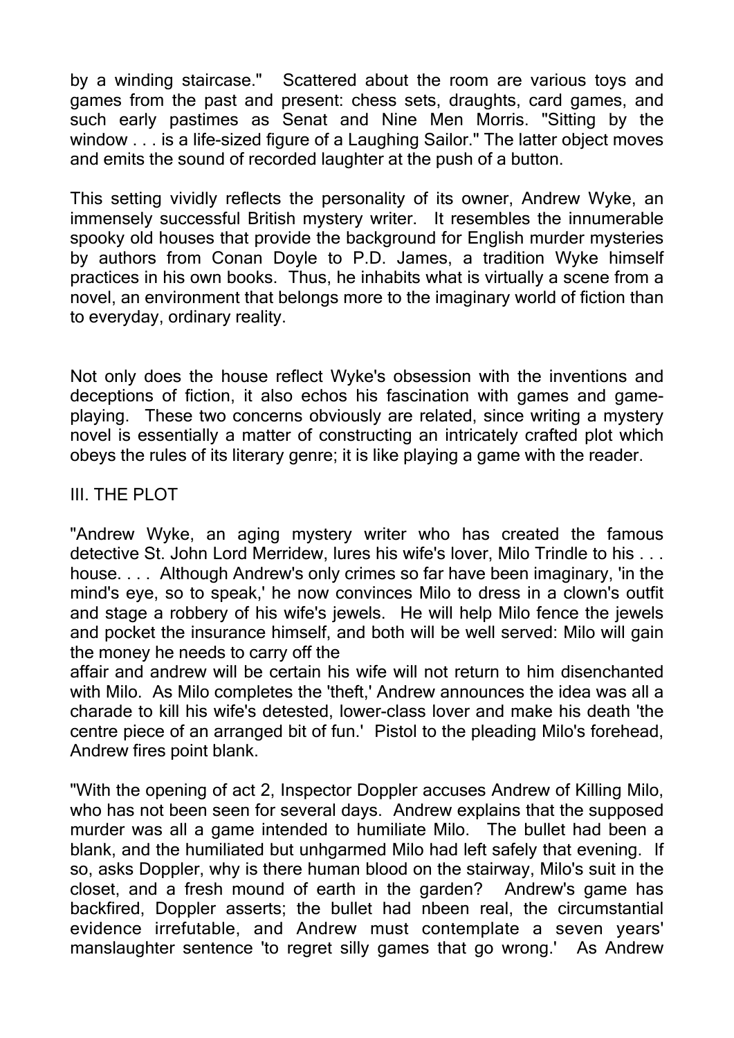by a winding staircase." Scattered about the room are various toys and games from the past and present: chess sets, draughts, card games, and such early pastimes as Senat and Nine Men Morris. "Sitting by the window . . . is a life-sized figure of a Laughing Sailor." The latter object moves and emits the sound of recorded laughter at the push of a button.

This setting vividly reflects the personality of its owner, Andrew Wyke, an immensely successful British mystery writer. It resembles the innumerable spooky old houses that provide the background for English murder mysteries by authors from Conan Doyle to P.D. James, a tradition Wyke himself practices in his own books. Thus, he inhabits what is virtually a scene from a novel, an environment that belongs more to the imaginary world of fiction than to everyday, ordinary reality.

Not only does the house reflect Wyke's obsession with the inventions and deceptions of fiction, it also echos his fascination with games and game-playing. These two concerns obviously are related, since writing a mystery novel is essentially a matter of constructing an intricately crafted plot which obeys the rules of its literary genre; it is like playing a game with the reader.

## III. THE PLOT

"Andrew Wyke, an aging mystery writer who has created the famous detective St. John Lord Merridew, lures his wife's lover, Milo Trindle to his . . . house. . . . Although Andrew's only crimes so far have been imaginary, 'in the mind's eye, so to speak,' he now convinces Milo to dress in a clown's outfit and stage a robbery of his wife's jewels. He will help Milo fence the jewels and pocket the insurance himself, and both will be well served: Milo will gain the money he needs to carry off the affair and andrew will be certain his wife will not return to him disenchanted with Milo. As Milo completes the 'theft,' Andrew announces the idea was all a charade to kill his wife's detested, lower-class lover and make his death 'the centre piece of an arranged bit of fun.' Pistol to the pleading Milo's forehead, Andrew fires point blank.

"With the opening of act 2, Inspector Doppler accuses Andrew of Killing Milo, who has not been seen for several days. Andrew explains that the supposed murder was all a game intended to humiliate Milo. The bullet had been a blank, and the humiliated but unhgarmed Milo had left safely that evening. If so, asks Doppler, why is there human blood on the stairway, Milo's suit in the closet, and a fresh mound of earth in the garden? Andrew's game has backfired, Doppler asserts; the bullet had nbeen real, the circumstantial evidence irrefutable, and Andrew must contemplate a seven years' manslaughter sentence 'to regret silly games that go wrong.' As Andrew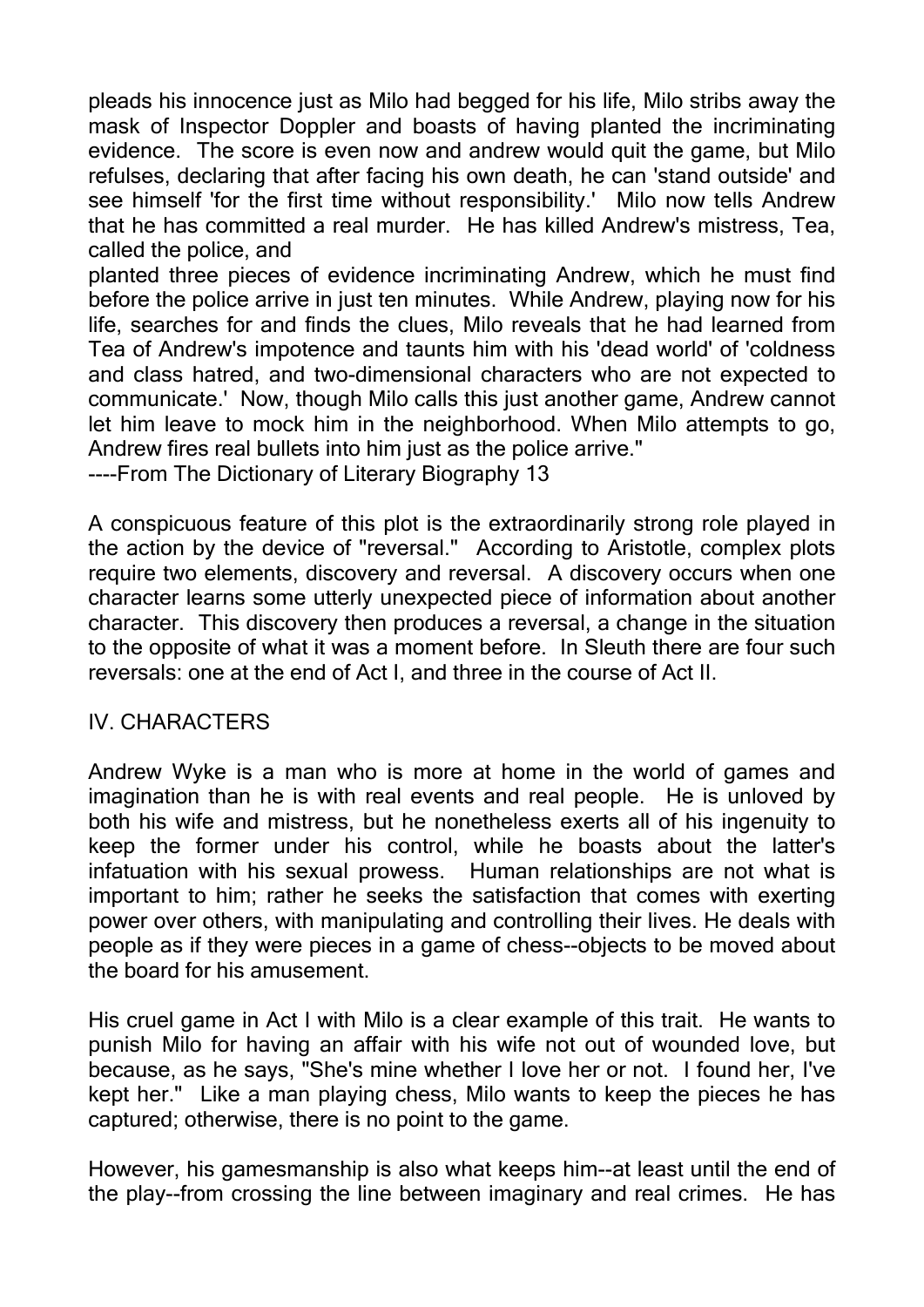pleads his innocence just as Milo had begged for his life, Milo stribs away the mask of Inspector Doppler and boasts of having planted the incriminating evidence. The score is even now and andrew would quit the game, but Milo refulses, declaring that after facing his own death, he can 'stand outside' and see himself 'for the first time without responsibility.' Milo now tells Andrew that he has committed a real murder. He has killed Andrew's mistress, Tea, called the police, and
planted three pieces of evidence incriminating Andrew, which he must find before the police arrive in just ten minutes. While Andrew, playing now for his life, searches for and finds the clues, Milo reveals that he had learned from Tea of Andrew's impotence and taunts him with his 'dead world' of 'coldness and class hatred, and two-dimensional characters who are not expected to communicate.' Now, though Milo calls this just another game, Andrew cannot let him leave to mock him in the neighborhood. When Milo attempts to go, Andrew fires real bullets into him just as the police arrive."
----From The Dictionary of Literary Biography 13

A conspicuous feature of this plot is the extraordinarily strong role played in the action by the device of "reversal." According to Aristotle, complex plots require two elements, discovery and reversal. A discovery occurs when one character learns some utterly unexpected piece of information about another character. This discovery then produces a reversal, a change in the situation to the opposite of what it was a moment before. In Sleuth there are four such reversals: one at the end of Act I, and three in the course of Act II.

## IV. CHARACTERS

Andrew Wyke is a man who is more at home in the world of games and imagination than he is with real events and real people. He is unloved by both his wife and mistress, but he nonetheless exerts all of his ingenuity to keep the former under his control, while he boasts about the latter's infatuation with his sexual prowess. Human relationships are not what is important to him; rather he seeks the satisfaction that comes with exerting power over others, with manipulating and controlling their lives. He deals with people as if they were pieces in a game of chess--objects to be moved about the board for his amusement.

His cruel game in Act I with Milo is a clear example of this trait. He wants to punish Milo for having an affair with his wife not out of wounded love, but because, as he says, "She's mine whether I love her or not. I found her, I've kept her." Like a man playing chess, Milo wants to keep the pieces he has captured; otherwise, there is no point to the game.

However, his gamesmanship is also what keeps him--at least until the end of the play--from crossing the line between imaginary and real crimes. He has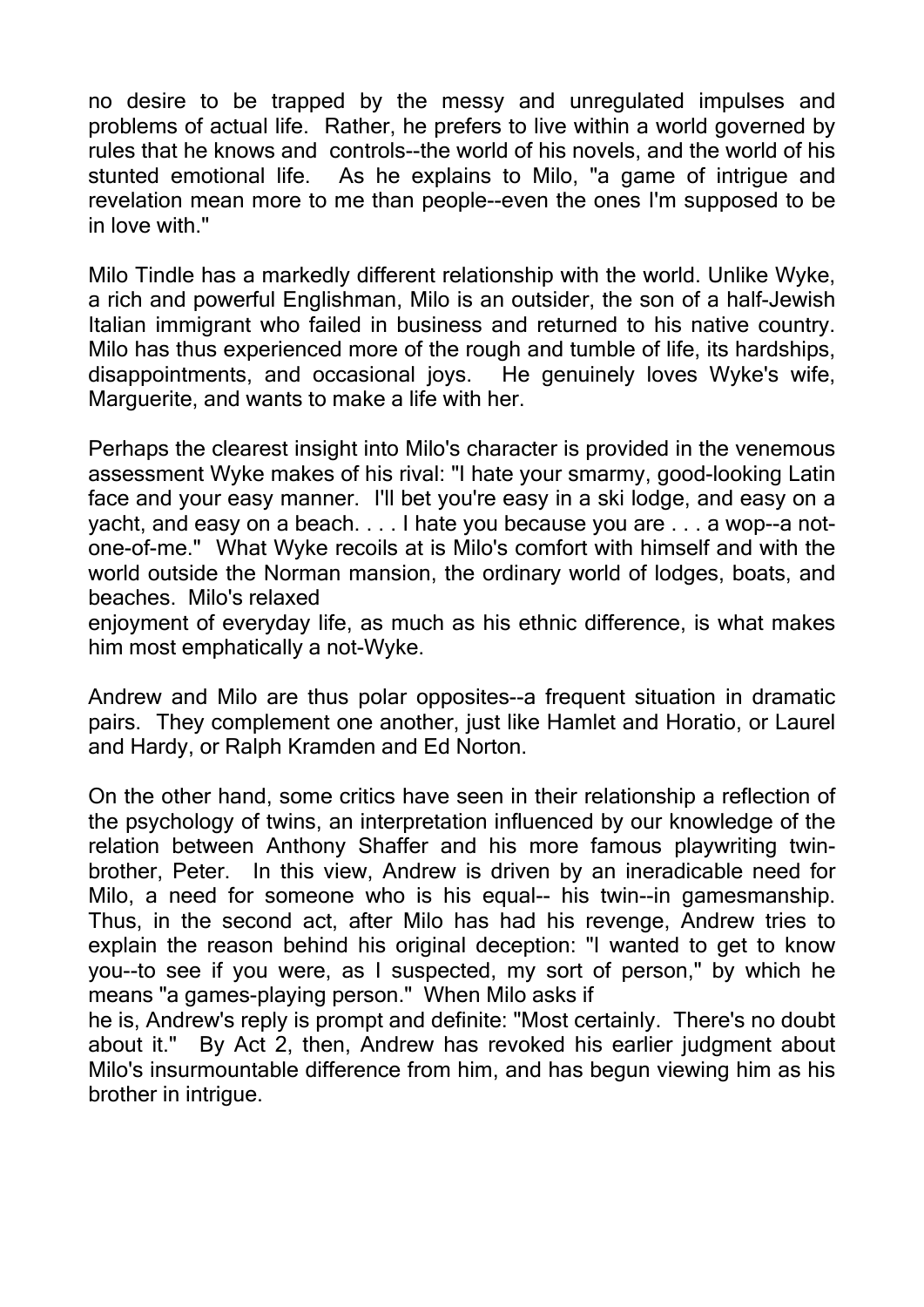no desire to be trapped by the messy and unregulated impulses and problems of actual life. Rather, he prefers to live within a world governed by rules that he knows and controls--the world of his novels, and the world of his stunted emotional life. As he explains to Milo, "a game of intrigue and revelation mean more to me than people--even the ones I'm supposed to be in love with."

Milo Tindle has a markedly different relationship with the world. Unlike Wyke, a rich and powerful Englishman, Milo is an outsider, the son of a half-Jewish Italian immigrant who failed in business and returned to his native country. Milo has thus experienced more of the rough and tumble of life, its hardships, disappointments, and occasional joys. He genuinely loves Wyke's wife, Marguerite, and wants to make a life with her.

Perhaps the clearest insight into Milo's character is provided in the venemous assessment Wyke makes of his rival: "I hate your smarmy, good-looking Latin face and your easy manner. I'll bet you're easy in a ski lodge, and easy on a yacht, and easy on a beach. . . . I hate you because you are . . . a wop--a not-one-of-me." What Wyke recoils at is Milo's comfort with himself and with the world outside the Norman mansion, the ordinary world of lodges, boats, and beaches. Milo's relaxed enjoyment of everyday life, as much as his ethnic difference, is what makes him most emphatically a not-Wyke.

Andrew and Milo are thus polar opposites--a frequent situation in dramatic pairs. They complement one another, just like Hamlet and Horatio, or Laurel and Hardy, or Ralph Kramden and Ed Norton.

On the other hand, some critics have seen in their relationship a reflection of the psychology of twins, an interpretation influenced by our knowledge of the relation between Anthony Shaffer and his more famous playwriting twin-brother, Peter. In this view, Andrew is driven by an ineradicable need for Milo, a need for someone who is his equal-- his twin--in gamesmanship. Thus, in the second act, after Milo has had his revenge, Andrew tries to explain the reason behind his original deception: "I wanted to get to know you--to see if you were, as I suspected, my sort of person," by which he means "a games-playing person." When Milo asks if he is, Andrew's reply is prompt and definite: "Most certainly. There's no doubt about it." By Act 2, then, Andrew has revoked his earlier judgment about Milo's insurmountable difference from him, and has begun viewing him as his brother in intrigue.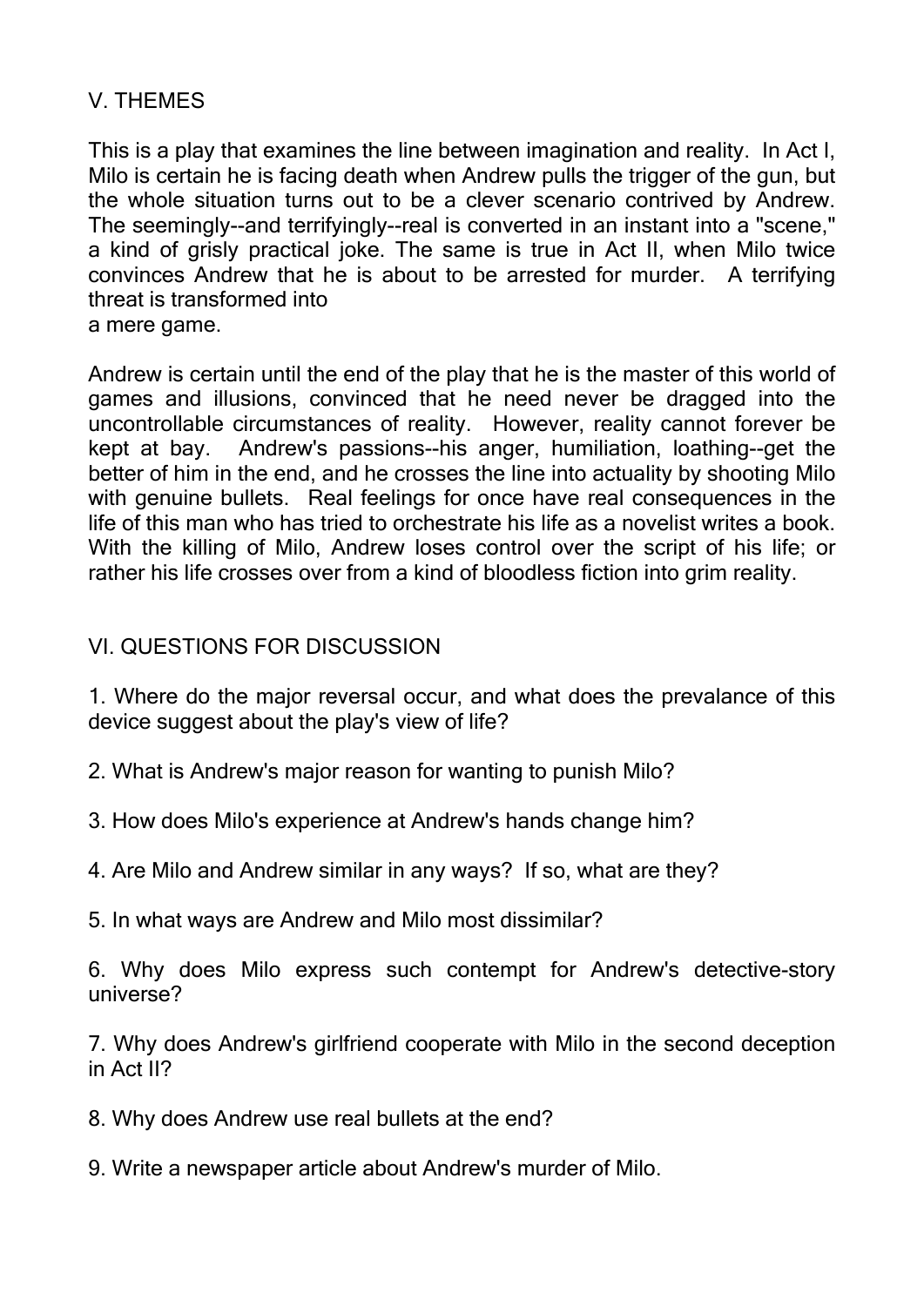## V. THEMES

This is a play that examines the line between imagination and reality. In Act I, Milo is certain he is facing death when Andrew pulls the trigger of the gun, but the whole situation turns out to be a clever scenario contrived by Andrew. The seemingly--and terrifyingly--real is converted in an instant into a "scene," a kind of grisly practical joke. The same is true in Act II, when Milo twice convinces Andrew that he is about to be arrested for murder. A terrifying threat is transformed into a mere game.

Andrew is certain until the end of the play that he is the master of this world of games and illusions, convinced that he need never be dragged into the uncontrollable circumstances of reality. However, reality cannot forever be kept at bay. Andrew's passions--his anger, humiliation, loathing--get the better of him in the end, and he crosses the line into actuality by shooting Milo with genuine bullets. Real feelings for once have real consequences in the life of this man who has tried to orchestrate his life as a novelist writes a book. With the killing of Milo, Andrew loses control over the script of his life; or rather his life crosses over from a kind of bloodless fiction into grim reality.

## VI. QUESTIONS FOR DISCUSSION

1. Where do the major reversal occur, and what does the prevalance of this device suggest about the play's view of life?

2. What is Andrew's major reason for wanting to punish Milo?

3. How does Milo's experience at Andrew's hands change him?

4. Are Milo and Andrew similar in any ways? If so, what are they?

5. In what ways are Andrew and Milo most dissimilar?

6. Why does Milo express such contempt for Andrew's detective-story universe?

7. Why does Andrew's girlfriend cooperate with Milo in the second deception in Act II?

8. Why does Andrew use real bullets at the end?

9. Write a newspaper article about Andrew's murder of Milo.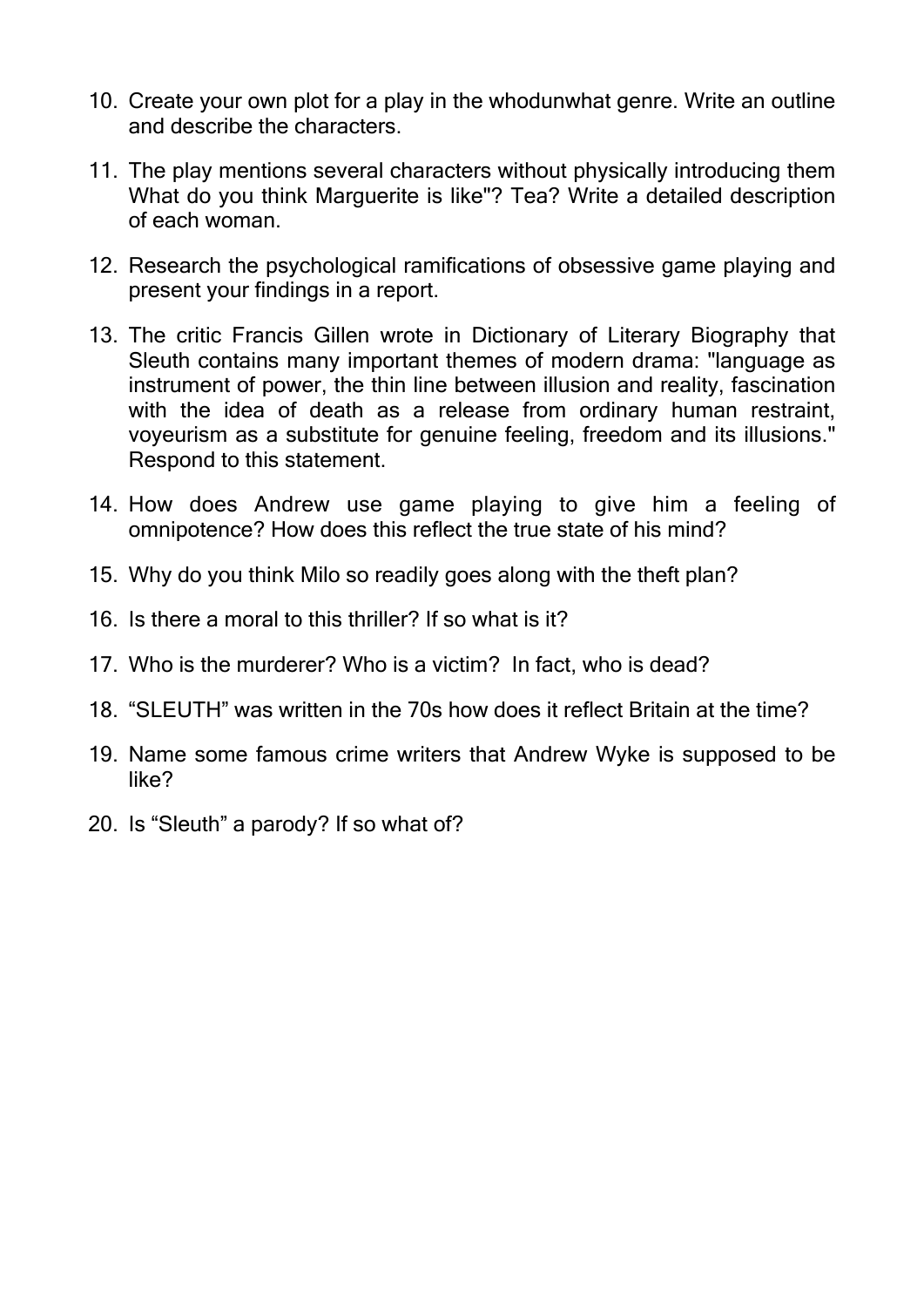10. Create your own plot for a play in the whodunwhat genre. Write an outline and describe the characters.

11. The play mentions several characters without physically introducing them What do you think Marguerite is like"? Tea? Write a detailed description of each woman.

12. Research the psychological ramifications of obsessive game playing and present your findings in a report.

13. The critic Francis Gillen wrote in Dictionary of Literary Biography that Sleuth contains many important themes of modern drama: "language as instrument of power, the thin line between illusion and reality, fascination with the idea of death as a release from ordinary human restraint, voyeurism as a substitute for genuine feeling, freedom and its illusions." Respond to this statement.

14. How does Andrew use game playing to give him a feeling of omnipotence? How does this reflect the true state of his mind?

15. Why do you think Milo so readily goes along with the theft plan?

16. Is there a moral to this thriller? If so what is it?

17. Who is the murderer? Who is a victim? In fact, who is dead?

18. "SLEUTH" was written in the 70s how does it reflect Britain at the time?

19. Name some famous crime writers that Andrew Wyke is supposed to be like?

20. Is "Sleuth" a parody? If so what of?